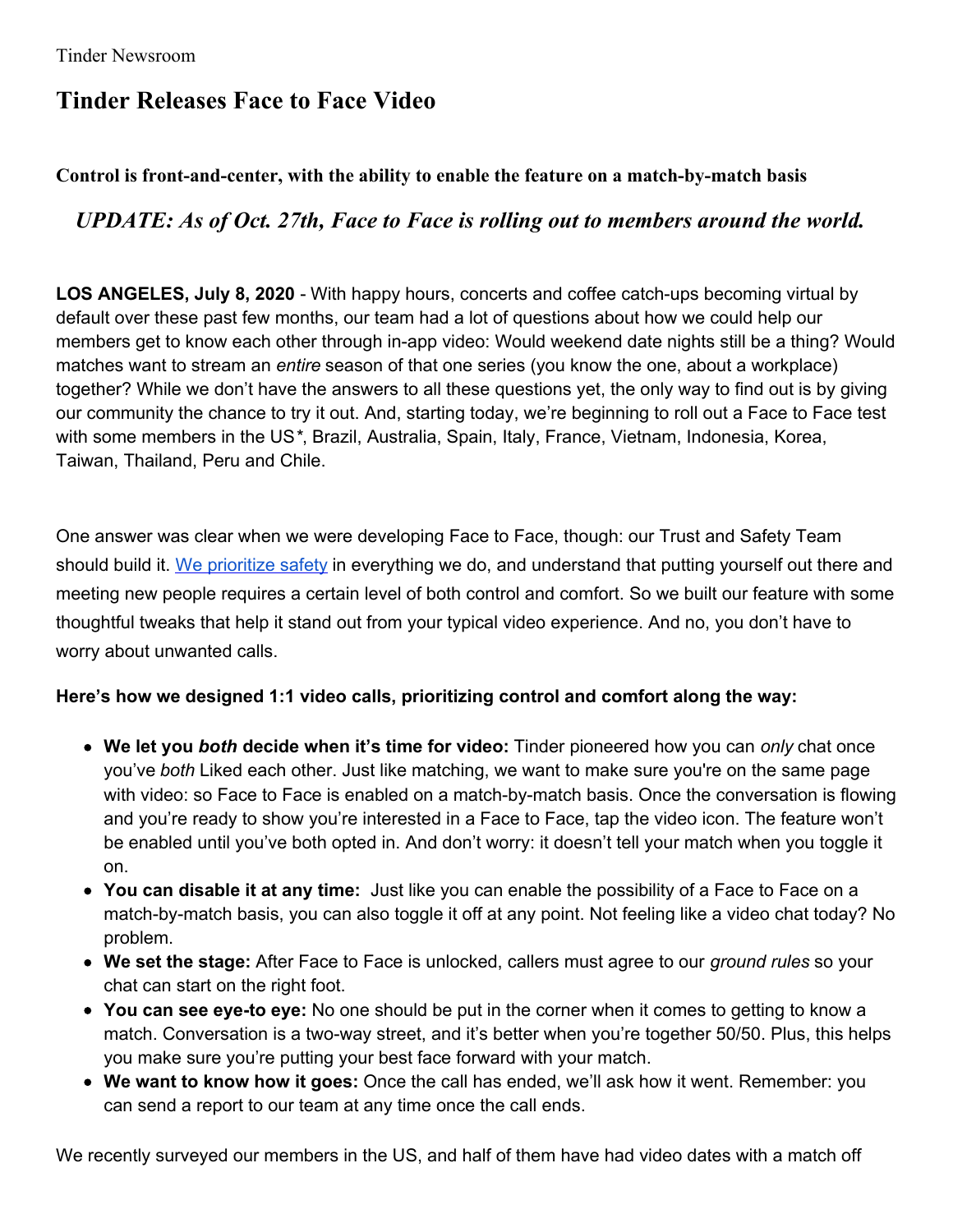Tinder Newsroom

# Tinder Releases Face to Face Video

### Control is front-and-center, with the ability to enable the feature on a match-by-match basis

## *UPDATE: As of Oct. 27th, Face to Face is rolling out to members around the world.*

**LOS ANGELES, July 8, 2020** - With happy hours, concerts and coffee catch-ups becoming virtual by default over these past few months, our team had a lot of questions about how we could help our members get to know each other through in-app video: Would weekend date nights still be a thing? Would matches want to stream an *entire* season of that one series (you know the one, about a workplace) together? While we don't have the answers to all these questions yet, the only way to find out is by giving our community the chance to try it out. And, starting today, we're beginning to roll out a Face to Face test with some members in the US*, Brazil, Australia, Spain, Italy, France, Vietnam, Indonesia, Korea, Taiwan, Thailand, Peru and Chile.

One answer was clear when we were developing Face to Face, though: our Trust and Safety Team should build it. [We prioritize safety] in everything we do, and understand that putting yourself out there and meeting new people requires a certain level of both control and comfort. So we built our feature with some thoughtful tweaks that help it stand out from your typical video experience. And no, you don't have to worry about unwanted calls.

**Here's how we designed 1:1 video calls, prioritizing control and comfort along the way:**

- **We let you *both* decide when it's time for video:** Tinder pioneered how you can *only* chat once you've *both* Liked each other. Just like matching, we want to make sure you're on the same page with video: so Face to Face is enabled on a match-by-match basis. Once the conversation is flowing and you're ready to show you're interested in a Face to Face, tap the video icon. The feature won't be enabled until you've both opted in. And don't worry: it doesn't tell your match when you toggle it on.
- **You can disable it at any time:** Just like you can enable the possibility of a Face to Face on a match-by-match basis, you can also toggle it off at any point. Not feeling like a video chat today? No problem.
- **We set the stage:** After Face to Face is unlocked, callers must agree to our *ground rules* so your chat can start on the right foot.
- **You can see eye-to eye:** No one should be put in the corner when it comes to getting to know a match. Conversation is a two-way street, and it's better when you're together 50/50. Plus, this helps you make sure you're putting your best face forward with your match.
- **We want to know how it goes:** Once the call has ended, we'll ask how it went. Remember: you can send a report to our team at any time once the call ends.

We recently surveyed our members in the US, and half of them have had video dates with a match off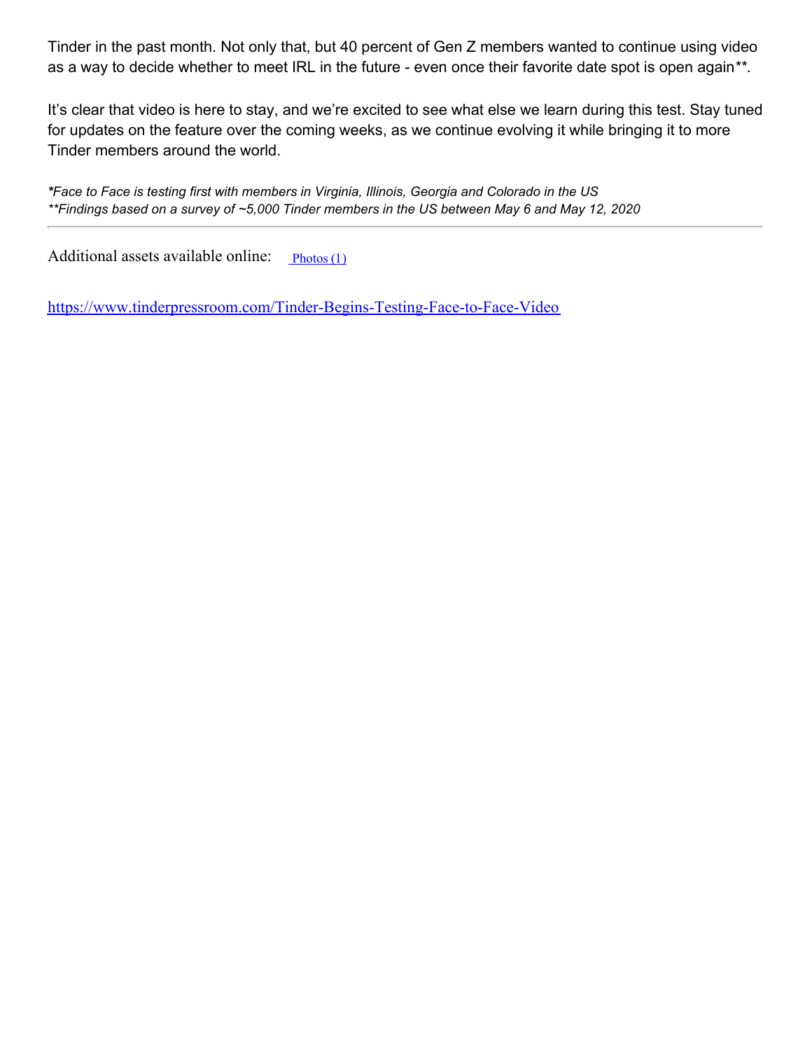Tinder in the past month. Not only that, but 40 percent of Gen Z members wanted to continue using video as a way to decide whether to meet IRL in the future - even once their favorite date spot is open again**.

It's clear that video is here to stay, and we're excited to see what else we learn during this test. Stay tuned for updates on the feature over the coming weeks, as we continue evolving it while bringing it to more Tinder members around the world.

**Face to Face is testing first with members in Virginia, Illinois, Georgia and Colorado in the US*
***Findings based on a survey of ~5,000 Tinder members in the US between May 6 and May 12, 2020*

---

Additional assets available online: [Photos (1)]

https://www.tinderpressroom.com/Tinder-Begins-Testing-Face-to-Face-Video